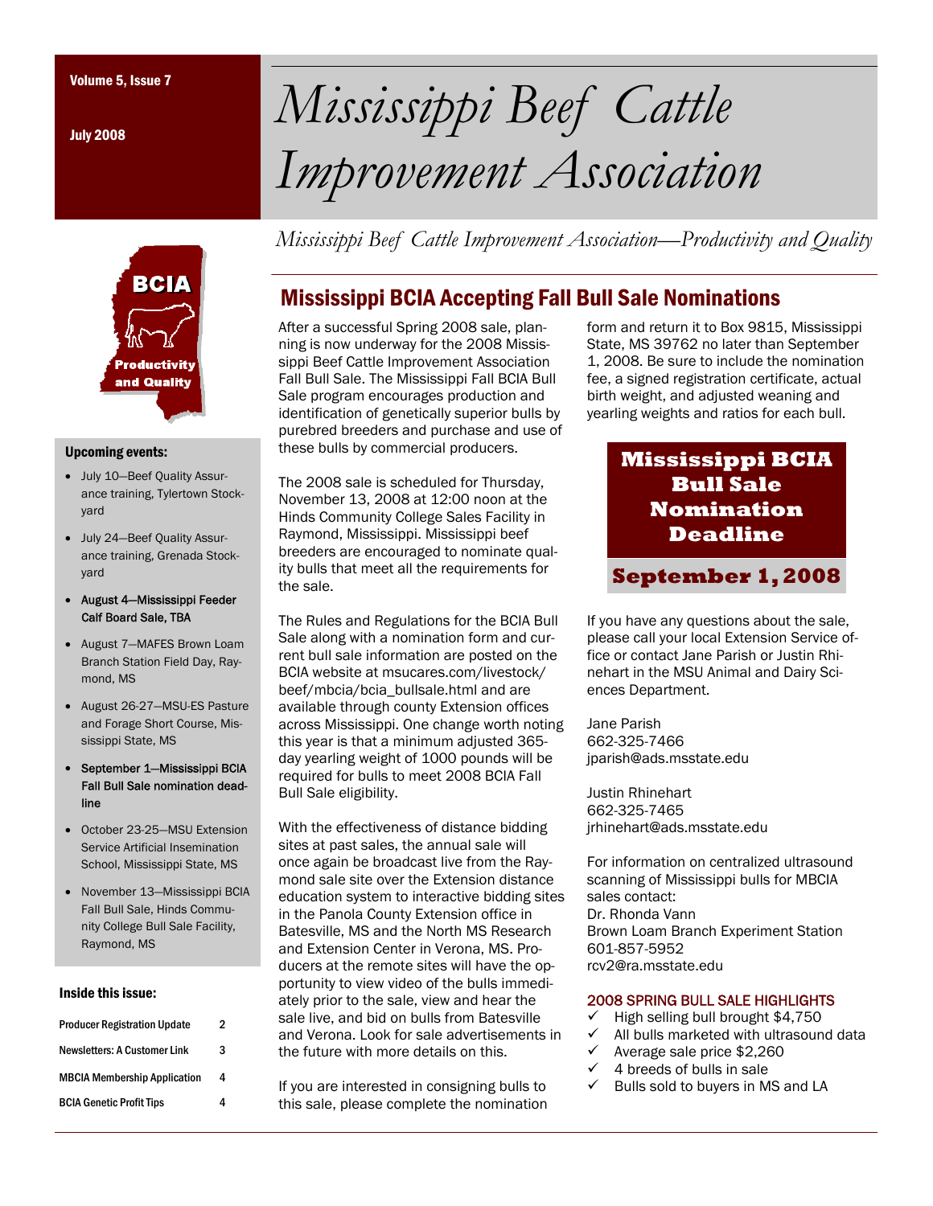Volume 5, Issue 7

July 2008

# *Mississippi Beef Cattle Improvement Association*

*Mississippi Beef Cattle Improvement Association—Productivity and Quality*

BCIA Productivity and Quality

## Mississippi BCIA Accepting Fall Bull Sale Nominations

After a successful Spring 2008 sale, planning is now underway for the 2008 Mississippi Beef Cattle Improvement Association Fall Bull Sale. The Mississippi Fall BCIA Bull Sale program encourages production and identification of genetically superior bulls by purebred breeders and purchase and use of these bulls by commercial producers.

The 2008 sale is scheduled for Thursday, November 13, 2008 at 12:00 noon at the Hinds Community College Sales Facility in Raymond, Mississippi. Mississippi beef breeders are encouraged to nominate quality bulls that meet all the requirements for the sale.

The Rules and Regulations for the BCIA Bull Sale along with a nomination form and current bull sale information are posted on the BCIA website at msucares.com/livestock/beef/mbcia/bcia_bullsale.html and are available through county Extension offices across Mississippi. One change worth noting this year is that a minimum adjusted 365-day yearling weight of 1000 pounds will be required for bulls to meet 2008 BCIA Fall Bull Sale eligibility.

With the effectiveness of distance bidding sites at past sales, the annual sale will once again be broadcast live from the Raymond sale site over the Extension distance education system to interactive bidding sites in the Panola County Extension office in Batesville, MS and the North MS Research and Extension Center in Verona, MS. Producers at the remote sites will have the opportunity to view video of the bulls immediately prior to the sale, view and hear the sale live, and bid on bulls from Batesville and Verona. Look for sale advertisements in the future with more details on this.

If you are interested in consigning bulls to this sale, please complete the nomination form and return it to Box 9815, Mississippi State, MS 39762 no later than September 1, 2008. Be sure to include the nomination fee, a signed registration certificate, actual birth weight, and adjusted weaning and yearling weights and ratios for each bull.

**Mississippi BCIA Bull Sale Nomination Deadline**

**September 1, 2008**

If you have any questions about the sale, please call your local Extension Service office or contact Jane Parish or Justin Rhinehart in the MSU Animal and Dairy Sciences Department.

Jane Parish
662-325-7466
jparish@ads.msstate.edu

Justin Rhinehart
662-325-7465
jrhinehart@ads.msstate.edu

For information on centralized ultrasound scanning of Mississippi bulls for MBCIA sales contact:
Dr. Rhonda Vann
Brown Loam Branch Experiment Station
601-857-5952
rcv2@ra.msstate.edu

### 2008 SPRING BULL SALE HIGHLIGHTS

- ✓ High selling bull brought $4,750
- ✓ All bulls marketed with ultrasound data
- ✓ Average sale price $2,260
- ✓ 4 breeds of bulls in sale
- ✓ Bulls sold to buyers in MS and LA

### Upcoming events:

- July 10—Beef Quality Assurance training, Tylertown Stockyard
- July 24—Beef Quality Assurance training, Grenada Stockyard
- August 4—Mississippi Feeder Calf Board Sale, TBA
- August 7—MAFES Brown Loam Branch Station Field Day, Raymond, MS
- August 26-27—MSU-ES Pasture and Forage Short Course, Mississippi State, MS
- September 1—Mississippi BCIA Fall Bull Sale nomination deadline
- October 23-25—MSU Extension Service Artificial Insemination School, Mississippi State, MS
- November 13—Mississippi BCIA Fall Bull Sale, Hinds Community College Bull Sale Facility, Raymond, MS

### Inside this issue:

| | |
|---|---|
| Producer Registration Update | 2 |
| Newsletters: A Customer Link | 3 |
| MBCIA Membership Application | 4 |
| BCIA Genetic Profit Tips | 4 |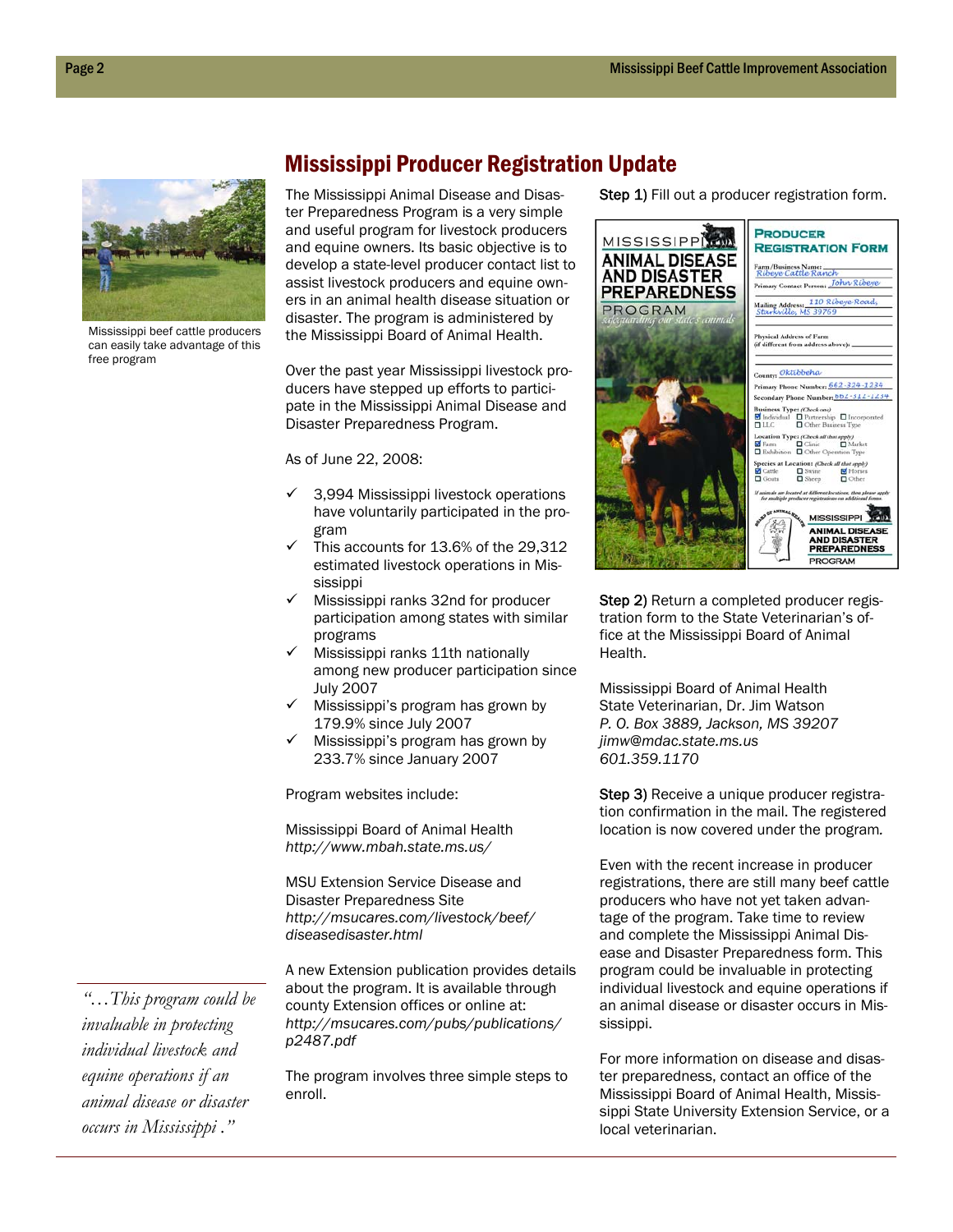## Mississippi Producer Registration Update

Mississippi beef cattle producers can easily take advantage of this free program

The Mississippi Animal Disease and Disaster Preparedness Program is a very simple and useful program for livestock producers and equine owners. Its basic objective is to develop a state-level producer contact list to assist livestock producers and equine owners in an animal health disease situation or disaster. The program is administered by the Mississippi Board of Animal Health.

Over the past year Mississippi livestock producers have stepped up efforts to participate in the Mississippi Animal Disease and Disaster Preparedness Program.

As of June 22, 2008:

- ✓ 3,994 Mississippi livestock operations have voluntarily participated in the program
- ✓ This accounts for 13.6% of the 29,312 estimated livestock operations in Mississippi
- ✓ Mississippi ranks 32nd for producer participation among states with similar programs
- ✓ Mississippi ranks 11th nationally among new producer participation since July 2007
- ✓ Mississippi's program has grown by 179.9% since July 2007
- ✓ Mississippi's program has grown by 233.7% since January 2007

Program websites include:

Mississippi Board of Animal Health
*http://www.mbah.state.ms.us/*

MSU Extension Service Disease and Disaster Preparedness Site
*http://msucares.com/livestock/beef/diseasedisaster.html*

A new Extension publication provides details about the program. It is available through county Extension offices or online at:
*http://msucares.com/pubs/publications/p2487.pdf*

The program involves three simple steps to enroll.

*"…This program could be invaluable in protecting individual livestock and equine operations if an animal disease or disaster occurs in Mississippi ."*

Step 1) Fill out a producer registration form.

Step 2) Return a completed producer registration form to the State Veterinarian's office at the Mississippi Board of Animal Health.

Mississippi Board of Animal Health
State Veterinarian, Dr. Jim Watson
*P. O. Box 3889, Jackson, MS 39207*
*jimw@mdac.state.ms.us*
*601.359.1170*

Step 3) Receive a unique producer registration confirmation in the mail. The registered location is now covered under the program.

Even with the recent increase in producer registrations, there are still many beef cattle producers who have not yet taken advantage of the program. Take time to review and complete the Mississippi Animal Disease and Disaster Preparedness form. This program could be invaluable in protecting individual livestock and equine operations if an animal disease or disaster occurs in Mississippi.

For more information on disease and disaster preparedness, contact an office of the Mississippi Board of Animal Health, Mississippi State University Extension Service, or a local veterinarian.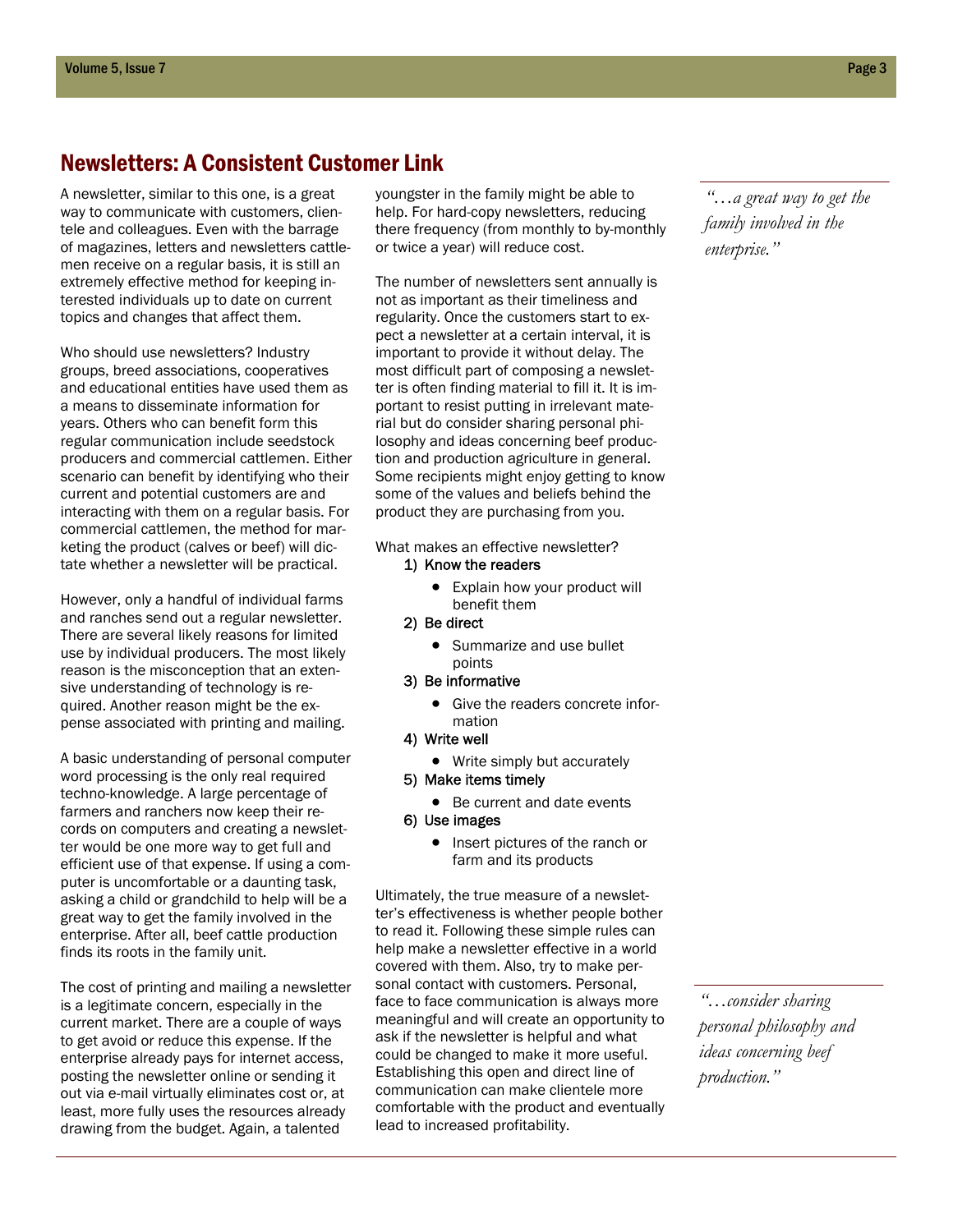## Newsletters: A Consistent Customer Link

A newsletter, similar to this one, is a great way to communicate with customers, clientele and colleagues. Even with the barrage of magazines, letters and newsletters cattlemen receive on a regular basis, it is still an extremely effective method for keeping interested individuals up to date on current topics and changes that affect them.

Who should use newsletters? Industry groups, breed associations, cooperatives and educational entities have used them as a means to disseminate information for years. Others who can benefit form this regular communication include seedstock producers and commercial cattlemen. Either scenario can benefit by identifying who their current and potential customers are and interacting with them on a regular basis. For commercial cattlemen, the method for marketing the product (calves or beef) will dictate whether a newsletter will be practical.

However, only a handful of individual farms and ranches send out a regular newsletter. There are several likely reasons for limited use by individual producers. The most likely reason is the misconception that an extensive understanding of technology is required. Another reason might be the expense associated with printing and mailing.

A basic understanding of personal computer word processing is the only real required techno-knowledge. A large percentage of farmers and ranchers now keep their records on computers and creating a newsletter would be one more way to get full and efficient use of that expense. If using a computer is uncomfortable or a daunting task, asking a child or grandchild to help will be a great way to get the family involved in the enterprise. After all, beef cattle production finds its roots in the family unit.

The cost of printing and mailing a newsletter is a legitimate concern, especially in the current market. There are a couple of ways to get avoid or reduce this expense. If the enterprise already pays for internet access, posting the newsletter online or sending it out via e-mail virtually eliminates cost or, at least, more fully uses the resources already drawing from the budget. Again, a talented youngster in the family might be able to help. For hard-copy newsletters, reducing there frequency (from monthly to by-monthly or twice a year) will reduce cost.

The number of newsletters sent annually is not as important as their timeliness and regularity. Once the customers start to expect a newsletter at a certain interval, it is important to provide it without delay. The most difficult part of composing a newsletter is often finding material to fill it. It is important to resist putting in irrelevant material but do consider sharing personal philosophy and ideas concerning beef production and production agriculture in general. Some recipients might enjoy getting to know some of the values and beliefs behind the product they are purchasing from you.

What makes an effective newsletter?

1) Know the readers
    - Explain how your product will benefit them
2) Be direct
    - Summarize and use bullet points
3) Be informative
    - Give the readers concrete information
4) Write well
    - Write simply but accurately
5) Make items timely
    - Be current and date events
6) Use images
    - Insert pictures of the ranch or farm and its products

Ultimately, the true measure of a newsletter's effectiveness is whether people bother to read it. Following these simple rules can help make a newsletter effective in a world covered with them. Also, try to make personal contact with customers. Personal, face to face communication is always more meaningful and will create an opportunity to ask if the newsletter is helpful and what could be changed to make it more useful. Establishing this open and direct line of communication can make clientele more comfortable with the product and eventually lead to increased profitability.

*"…a great way to get the family involved in the enterprise."*

*"…consider sharing personal philosophy and ideas concerning beef production."*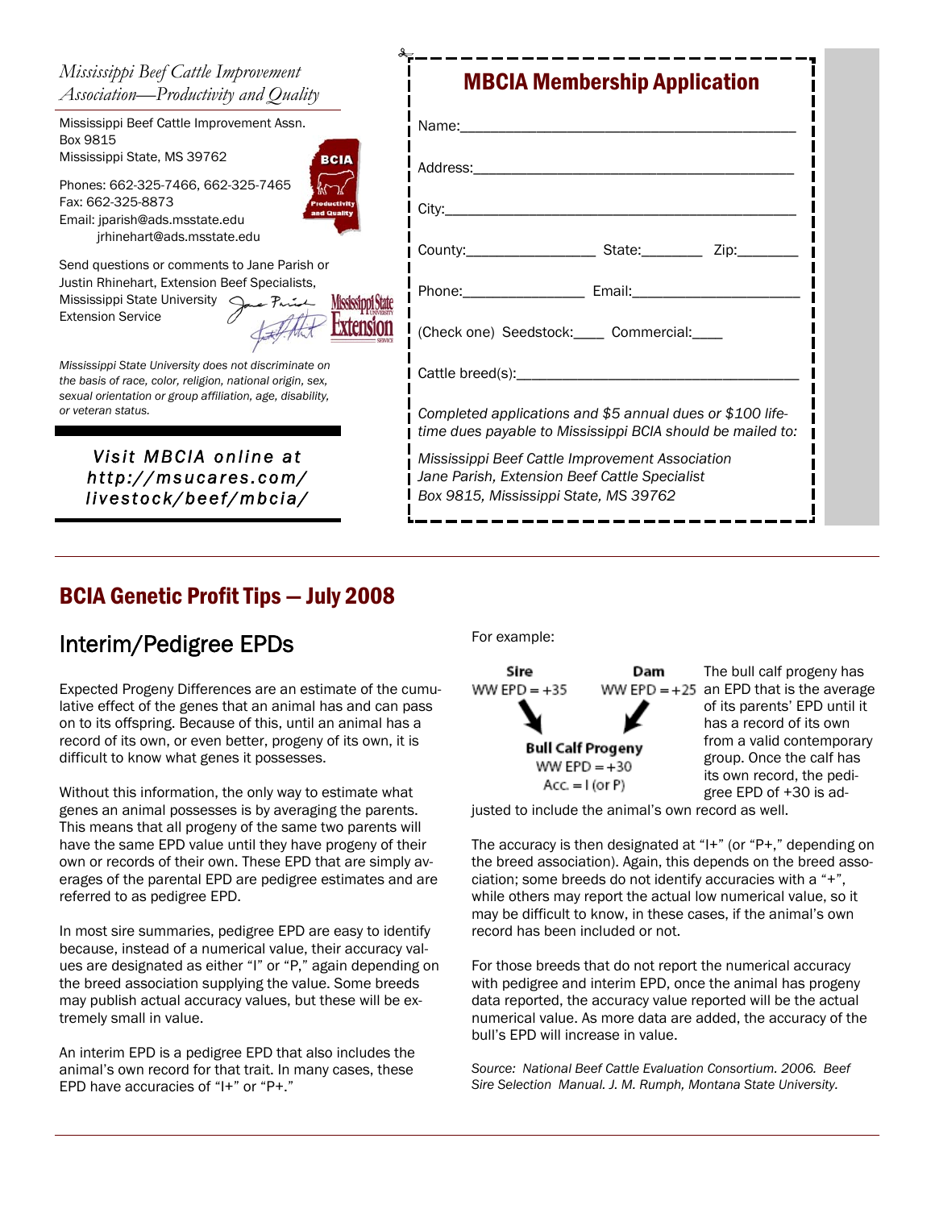*Mississippi Beef Cattle Improvement Association—Productivity and Quality*

Mississippi Beef Cattle Improvement Assn.
Box 9815
Mississippi State, MS 39762

Phones: 662-325-7466, 662-325-7465
Fax: 662-325-8873
Email: jparish@ads.msstate.edu
jrhinehart@ads.msstate.edu

Send questions or comments to Jane Parish or Justin Rhinehart, Extension Beef Specialists, Mississippi State University Extension Service

*Mississippi State University does not discriminate on the basis of race, color, religion, national origin, sex, sexual orientation or group affiliation, age, disability, or veteran status.*

***Visit MBCIA online at http://msucares.com/livestock/beef/mbcia/***

## MBCIA Membership Application

Name:\_\_\_\_\_\_\_\_\_\_\_\_\_\_\_\_\_\_\_\_\_\_\_\_\_\_\_\_\_\_\_\_\_\_\_\_\_\_\_\_

Address:\_\_\_\_\_\_\_\_\_\_\_\_\_\_\_\_\_\_\_\_\_\_\_\_\_\_\_\_\_\_\_\_\_\_\_\_\_\_

City:\_\_\_\_\_\_\_\_\_\_\_\_\_\_\_\_\_\_\_\_\_\_\_\_\_\_\_\_\_\_\_\_\_\_\_\_\_\_\_\_\_\_

County:\_\_\_\_\_\_\_\_\_\_\_\_\_\_\_\_ State:\_\_\_\_\_\_\_\_ Zip:\_\_\_\_\_\_\_\_

Phone:\_\_\_\_\_\_\_\_\_\_\_\_\_\_\_\_ Email:\_\_\_\_\_\_\_\_\_\_\_\_\_\_\_\_\_\_\_\_\_\_

(Check one) Seedstock:\_\_\_\_ Commercial:\_\_\_\_

Cattle breed(s):\_\_\_\_\_\_\_\_\_\_\_\_\_\_\_\_\_\_\_\_\_\_\_\_\_\_\_\_\_\_\_\_\_\_\_

*Completed applications and $5 annual dues or $100 lifetime dues payable to Mississippi BCIA should be mailed to:*

*Mississippi Beef Cattle Improvement Association*
*Jane Parish, Extension Beef Cattle Specialist*
*Box 9815, Mississippi State, MS 39762*

# BCIA Genetic Profit Tips — July 2008

## Interim/Pedigree EPDs

Expected Progeny Differences are an estimate of the cumulative effect of the genes that an animal has and can pass on to its offspring. Because of this, until an animal has a record of its own, or even better, progeny of its own, it is difficult to know what genes it possesses.

Without this information, the only way to estimate what genes an animal possesses is by averaging the parents. This means that all progeny of the same two parents will have the same EPD value until they have progeny of their own or records of their own. These EPD that are simply averages of the parental EPD are pedigree estimates and are referred to as pedigree EPD.

In most sire summaries, pedigree EPD are easy to identify because, instead of a numerical value, their accuracy values are designated as either "I" or "P," again depending on the breed association supplying the value. Some breeds may publish actual accuracy values, but these will be extremely small in value.

An interim EPD is a pedigree EPD that also includes the animal's own record for that trait. In many cases, these EPD have accuracies of "I+" or "P+."

For example:

Sire
WW EPD = +35

Dam
WW EPD = +25

Bull Calf Progeny
WW EPD = +30
Acc. = I (or P)

The bull calf progeny has an EPD that is the average of its parents' EPD until it has a record of its own from a valid contemporary group. Once the calf has its own record, the pedigree EPD of +30 is adjusted to include the animal's own record as well.

The accuracy is then designated at "I+" (or "P+," depending on the breed association). Again, this depends on the breed association; some breeds do not identify accuracies with a "+", while others may report the actual low numerical value, so it may be difficult to know, in these cases, if the animal's own record has been included or not.

For those breeds that do not report the numerical accuracy with pedigree and interim EPD, once the animal has progeny data reported, the accuracy value reported will be the actual numerical value. As more data are added, the accuracy of the bull's EPD will increase in value.

*Source: National Beef Cattle Evaluation Consortium. 2006. Beef Sire Selection Manual. J. M. Rumph, Montana State University.*